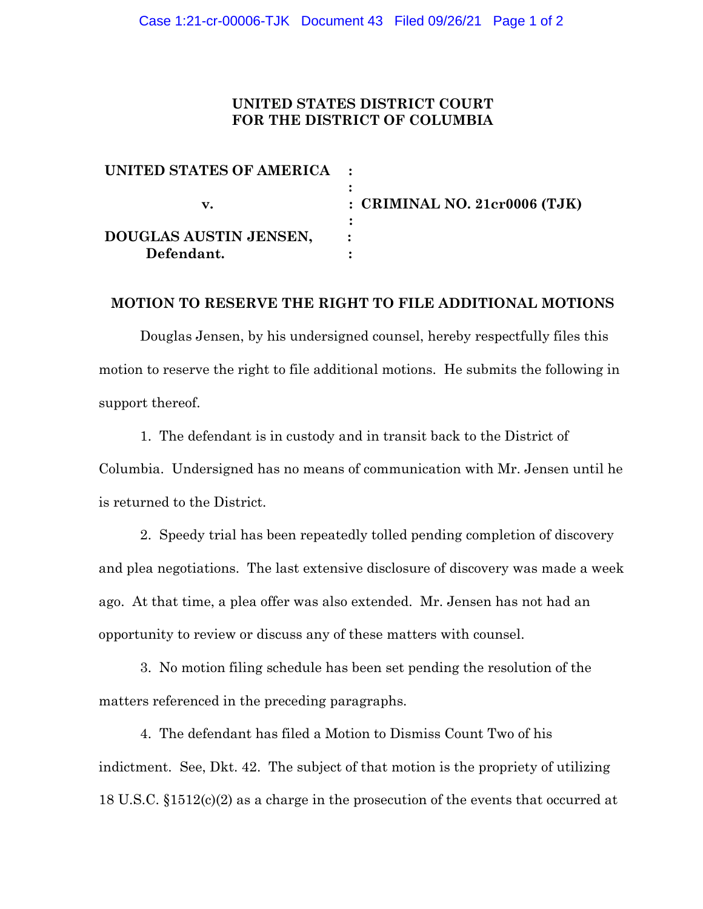**UNITED STATES DISTRICT COURT**
**FOR THE DISTRICT OF COLUMBIA**

| | | |
|---|---|---|
| **UNITED STATES OF AMERICA** | : | |
| | : | |
| **v.** | : | **CRIMINAL NO. 21cr0006 (TJK)** |
| | : | |
| **DOUGLAS AUSTIN JENSEN,** | : | |
| **Defendant.** | : | |

**MOTION TO RESERVE THE RIGHT TO FILE ADDITIONAL MOTIONS**

Douglas Jensen, by his undersigned counsel, hereby respectfully files this motion to reserve the right to file additional motions. He submits the following in support thereof.

1. The defendant is in custody and in transit back to the District of Columbia. Undersigned has no means of communication with Mr. Jensen until he is returned to the District.

2. Speedy trial has been repeatedly tolled pending completion of discovery and plea negotiations. The last extensive disclosure of discovery was made a week ago. At that time, a plea offer was also extended. Mr. Jensen has not had an opportunity to review or discuss any of these matters with counsel.

3. No motion filing schedule has been set pending the resolution of the matters referenced in the preceding paragraphs.

4. The defendant has filed a Motion to Dismiss Count Two of his indictment. See, Dkt. 42. The subject of that motion is the propriety of utilizing 18 U.S.C. §1512(c)(2) as a charge in the prosecution of the events that occurred at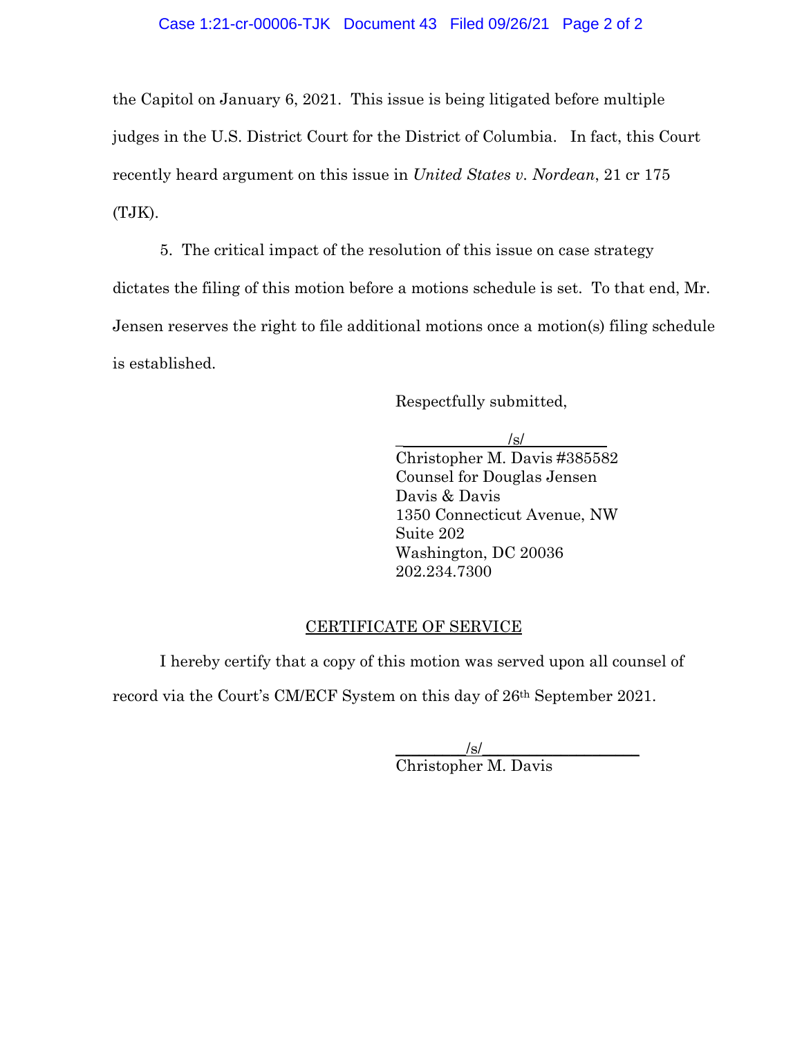the Capitol on January 6, 2021. This issue is being litigated before multiple judges in the U.S. District Court for the District of Columbia. In fact, this Court recently heard argument on this issue in *United States v. Nordean*, 21 cr 175 (TJK).

5. The critical impact of the resolution of this issue on case strategy dictates the filing of this motion before a motions schedule is set. To that end, Mr. Jensen reserves the right to file additional motions once a motion(s) filing schedule is established.

Respectfully submitted,

/s/
Christopher M. Davis #385582
Counsel for Douglas Jensen
Davis & Davis
1350 Connecticut Avenue, NW
Suite 202
Washington, DC 20036
202.234.7300

CERTIFICATE OF SERVICE

I hereby certify that a copy of this motion was served upon all counsel of record via the Court's CM/ECF System on this day of 26th September 2021.

/s/
Christopher M. Davis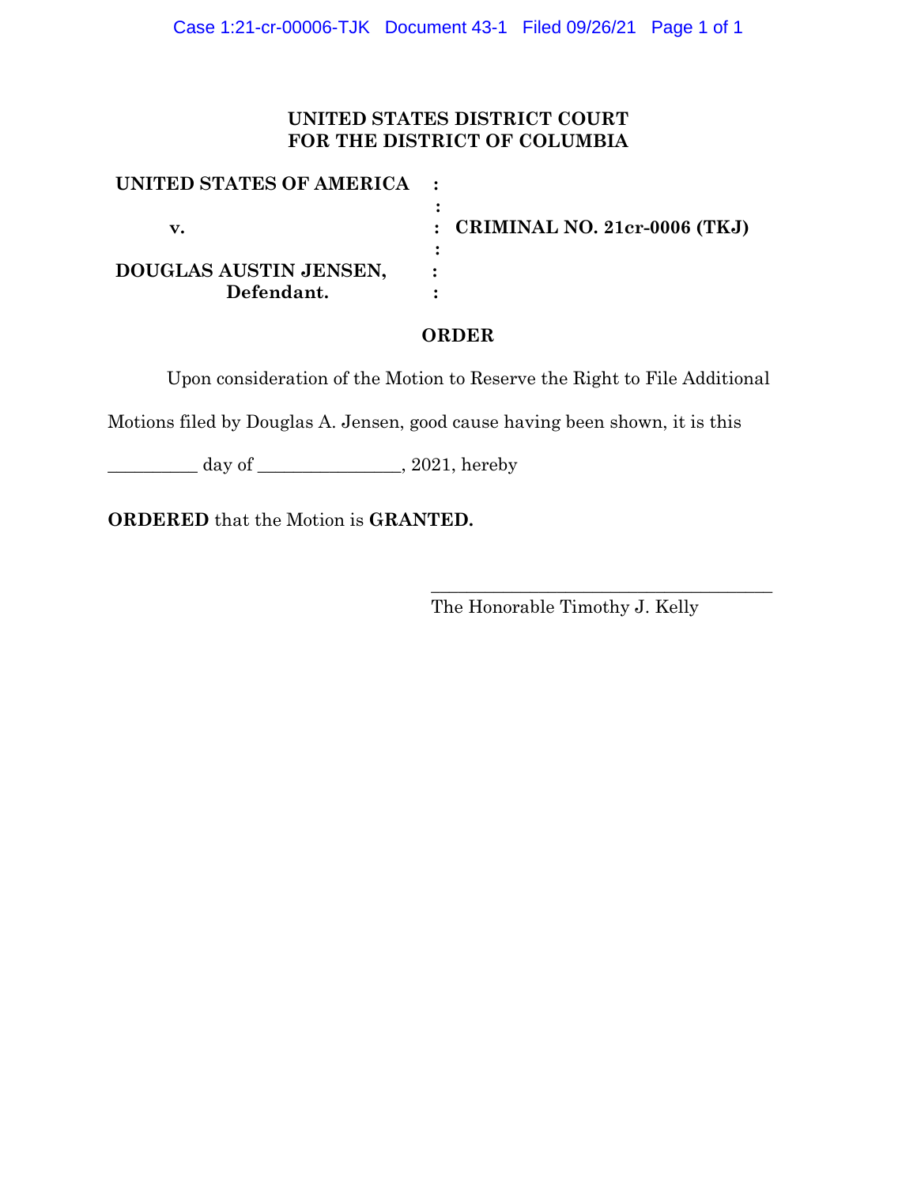**UNITED STATES DISTRICT COURT**
**FOR THE DISTRICT OF COLUMBIA**

| | | |
|---|---|---|
| **UNITED STATES OF AMERICA** | : | |
| | : | |
| **v.** | : | **CRIMINAL NO. 21cr-0006 (TKJ)** |
| | : | |
| **DOUGLAS AUSTIN JENSEN,** | : | |
| **Defendant.** | : | |

**ORDER**

Upon consideration of the Motion to Reserve the Right to File Additional Motions filed by Douglas A. Jensen, good cause having been shown, it is this __________ day of ________________, 2021, hereby

**ORDERED** that the Motion is **GRANTED.**

_______________________________________
The Honorable Timothy J. Kelly